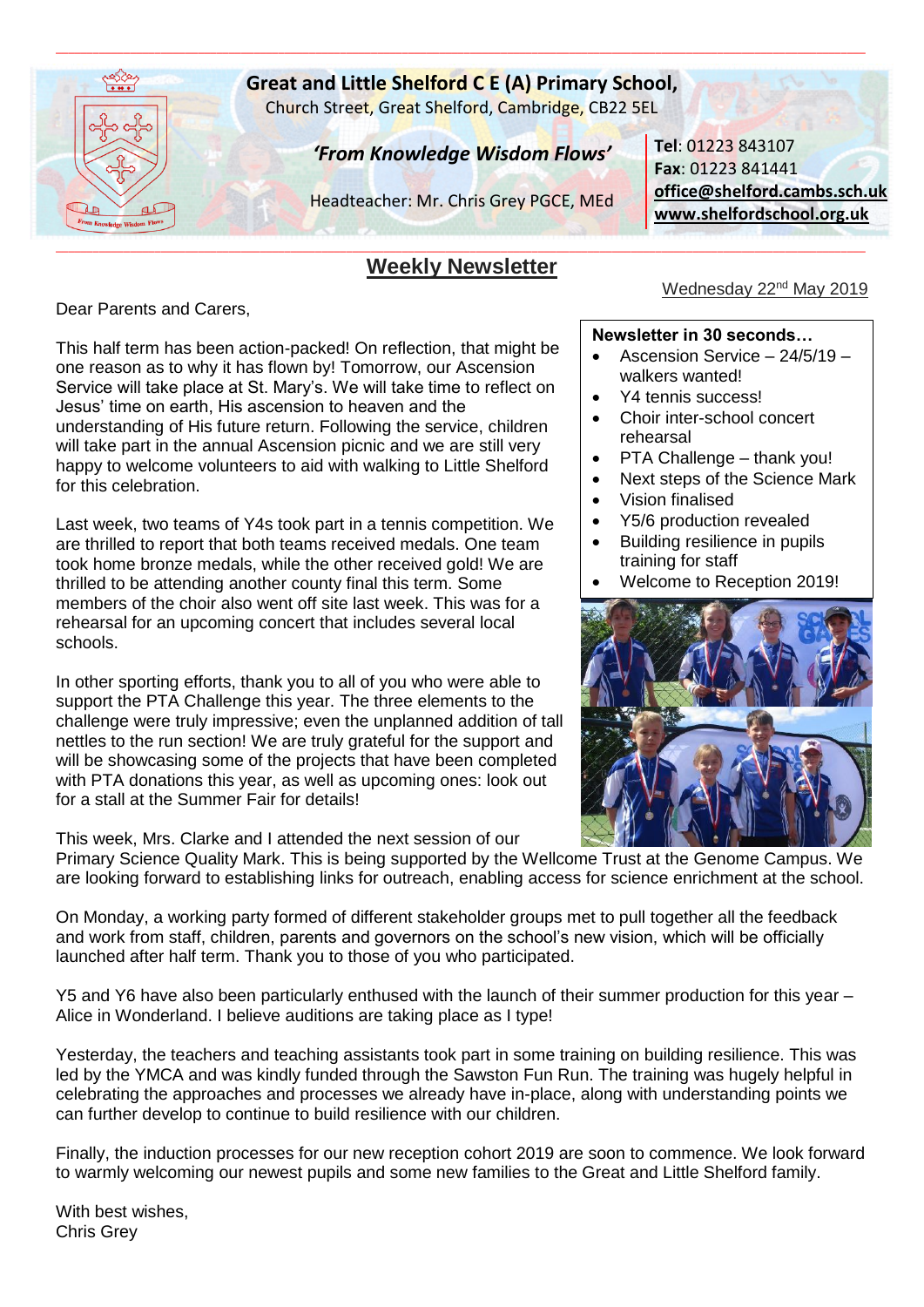# Great and Little Shelford C E (A) Primary School,

Church Street, Great Shelford, Cambridge, CB22 5EL

*'From Knowledge Wisdom Flows'*

Headteacher: Mr. Chris Grey PGCE, MEd

**Tel**: 01223 843107
**Fax**: 01223 841441
**office@shelford.cambs.sch.uk**
**www.shelfordschool.org.uk**

## Weekly Newsletter

Wednesday 22nd May 2019

**Newsletter in 30 seconds…**

- Ascension Service – 24/5/19 – walkers wanted!
- Y4 tennis success!
- Choir inter-school concert rehearsal
- PTA Challenge – thank you!
- Next steps of the Science Mark
- Vision finalised
- Y5/6 production revealed
- Building resilience in pupils training for staff
- Welcome to Reception 2019!

Dear Parents and Carers,

This half term has been action-packed! On reflection, that might be one reason as to why it has flown by! Tomorrow, our Ascension Service will take place at St. Mary's. We will take time to reflect on Jesus' time on earth, His ascension to heaven and the understanding of His future return. Following the service, children will take part in the annual Ascension picnic and we are still very happy to welcome volunteers to aid with walking to Little Shelford for this celebration.

Last week, two teams of Y4s took part in a tennis competition. We are thrilled to report that both teams received medals. One team took home bronze medals, while the other received gold! We are thrilled to be attending another county final this term. Some members of the choir also went off site last week. This was for a rehearsal for an upcoming concert that includes several local schools.

In other sporting efforts, thank you to all of you who were able to support the PTA Challenge this year. The three elements to the challenge were truly impressive; even the unplanned addition of tall nettles to the run section! We are truly grateful for the support and will be showcasing some of the projects that have been completed with PTA donations this year, as well as upcoming ones: look out for a stall at the Summer Fair for details!

This week, Mrs. Clarke and I attended the next session of our Primary Science Quality Mark. This is being supported by the Wellcome Trust at the Genome Campus. We are looking forward to establishing links for outreach, enabling access for science enrichment at the school.

On Monday, a working party formed of different stakeholder groups met to pull together all the feedback and work from staff, children, parents and governors on the school's new vision, which will be officially launched after half term. Thank you to those of you who participated.

Y5 and Y6 have also been particularly enthused with the launch of their summer production for this year – Alice in Wonderland. I believe auditions are taking place as I type!

Yesterday, the teachers and teaching assistants took part in some training on building resilience. This was led by the YMCA and was kindly funded through the Sawston Fun Run. The training was hugely helpful in celebrating the approaches and processes we already have in-place, along with understanding points we can further develop to continue to build resilience with our children.

Finally, the induction processes for our new reception cohort 2019 are soon to commence. We look forward to warmly welcoming our newest pupils and some new families to the Great and Little Shelford family.

With best wishes,
Chris Grey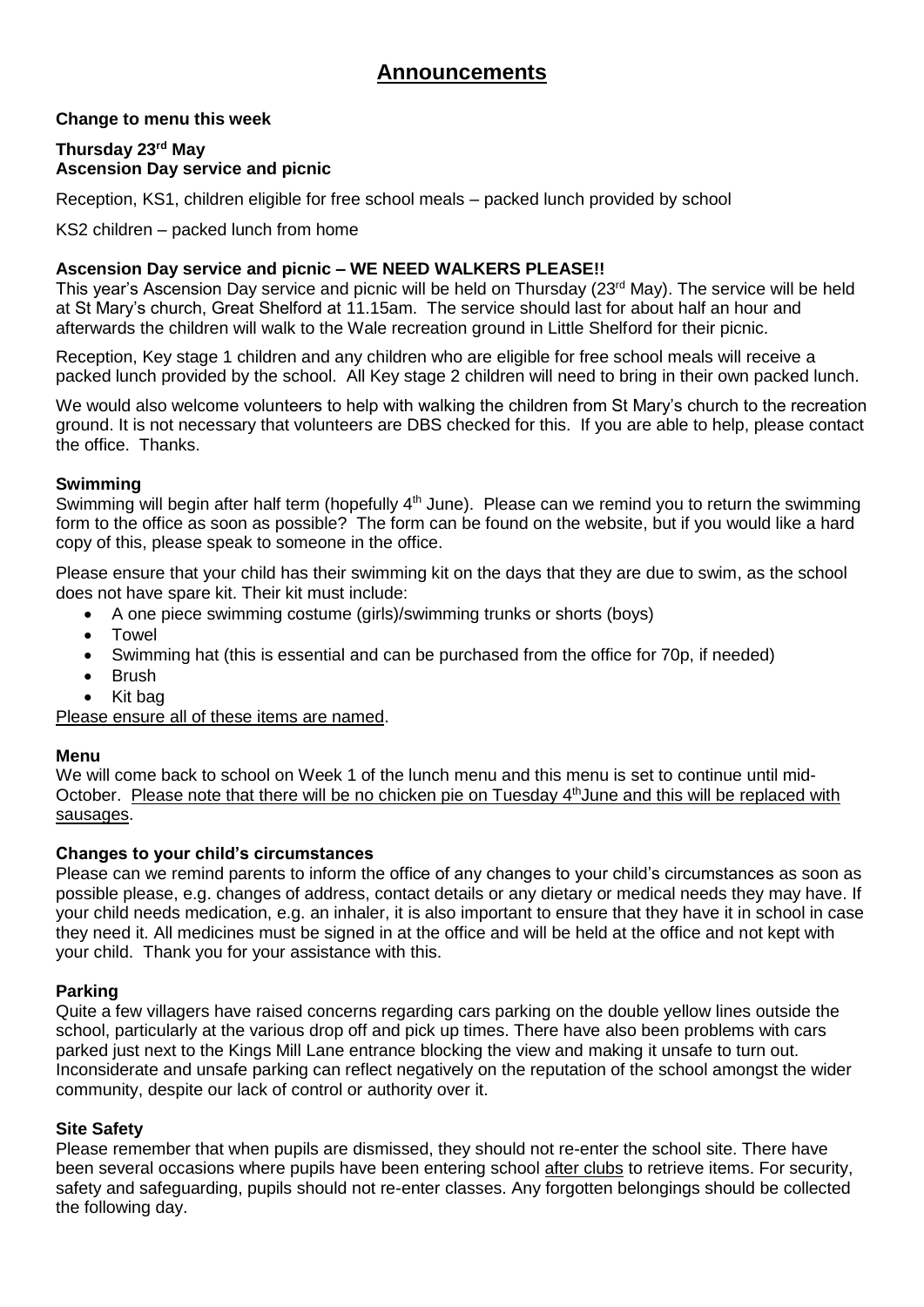# Announcements

**Change to menu this week**

**Thursday 23rd May**
**Ascension Day service and picnic**

Reception, KS1, children eligible for free school meals – packed lunch provided by school

KS2 children – packed lunch from home

**Ascension Day service and picnic – WE NEED WALKERS PLEASE!!**

This year's Ascension Day service and picnic will be held on Thursday (23rd May). The service will be held at St Mary's church, Great Shelford at 11.15am. The service should last for about half an hour and afterwards the children will walk to the Wale recreation ground in Little Shelford for their picnic.

Reception, Key stage 1 children and any children who are eligible for free school meals will receive a packed lunch provided by the school. All Key stage 2 children will need to bring in their own packed lunch.

We would also welcome volunteers to help with walking the children from St Mary's church to the recreation ground. It is not necessary that volunteers are DBS checked for this. If you are able to help, please contact the office. Thanks.

**Swimming**

Swimming will begin after half term (hopefully 4th June). Please can we remind you to return the swimming form to the office as soon as possible? The form can be found on the website, but if you would like a hard copy of this, please speak to someone in the office.

Please ensure that your child has their swimming kit on the days that they are due to swim, as the school does not have spare kit. Their kit must include:

- A one piece swimming costume (girls)/swimming trunks or shorts (boys)
- Towel
- Swimming hat (this is essential and can be purchased from the office for 70p, if needed)
- Brush
- Kit bag

Please ensure all of these items are named.

**Menu**

We will come back to school on Week 1 of the lunch menu and this menu is set to continue until mid-October. Please note that there will be no chicken pie on Tuesday 4th June and this will be replaced with sausages.

**Changes to your child's circumstances**

Please can we remind parents to inform the office of any changes to your child's circumstances as soon as possible please, e.g. changes of address, contact details or any dietary or medical needs they may have. If your child needs medication, e.g. an inhaler, it is also important to ensure that they have it in school in case they need it. All medicines must be signed in at the office and will be held at the office and not kept with your child. Thank you for your assistance with this.

**Parking**

Quite a few villagers have raised concerns regarding cars parking on the double yellow lines outside the school, particularly at the various drop off and pick up times. There have also been problems with cars parked just next to the Kings Mill Lane entrance blocking the view and making it unsafe to turn out. Inconsiderate and unsafe parking can reflect negatively on the reputation of the school amongst the wider community, despite our lack of control or authority over it.

**Site Safety**

Please remember that when pupils are dismissed, they should not re-enter the school site. There have been several occasions where pupils have been entering school after clubs to retrieve items. For security, safety and safeguarding, pupils should not re-enter classes. Any forgotten belongings should be collected the following day.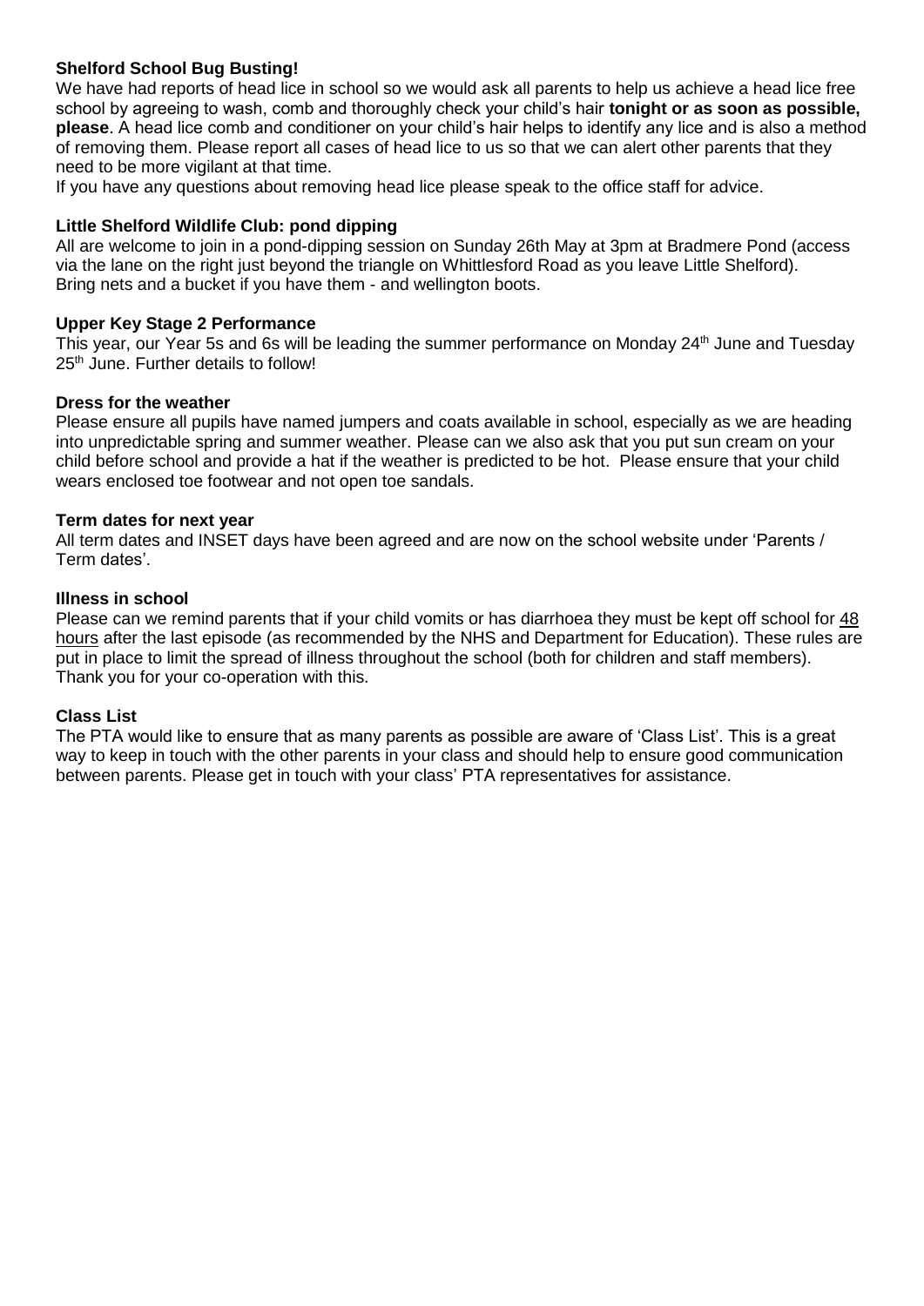**Shelford School Bug Busting!**

We have had reports of head lice in school so we would ask all parents to help us achieve a head lice free school by agreeing to wash, comb and thoroughly check your child's hair **tonight or as soon as possible, please**. A head lice comb and conditioner on your child's hair helps to identify any lice and is also a method of removing them. Please report all cases of head lice to us so that we can alert other parents that they need to be more vigilant at that time.

If you have any questions about removing head lice please speak to the office staff for advice.

**Little Shelford Wildlife Club: pond dipping**

All are welcome to join in a pond-dipping session on Sunday 26th May at 3pm at Bradmere Pond (access via the lane on the right just beyond the triangle on Whittlesford Road as you leave Little Shelford). Bring nets and a bucket if you have them - and wellington boots.

**Upper Key Stage 2 Performance**

This year, our Year 5s and 6s will be leading the summer performance on Monday 24th June and Tuesday 25th June. Further details to follow!

**Dress for the weather**

Please ensure all pupils have named jumpers and coats available in school, especially as we are heading into unpredictable spring and summer weather. Please can we also ask that you put sun cream on your child before school and provide a hat if the weather is predicted to be hot. Please ensure that your child wears enclosed toe footwear and not open toe sandals.

**Term dates for next year**

All term dates and INSET days have been agreed and are now on the school website under 'Parents / Term dates'.

**Illness in school**

Please can we remind parents that if your child vomits or has diarrhoea they must be kept off school for 48 hours after the last episode (as recommended by the NHS and Department for Education). These rules are put in place to limit the spread of illness throughout the school (both for children and staff members). Thank you for your co-operation with this.

**Class List**

The PTA would like to ensure that as many parents as possible are aware of 'Class List'. This is a great way to keep in touch with the other parents in your class and should help to ensure good communication between parents. Please get in touch with your class' PTA representatives for assistance.